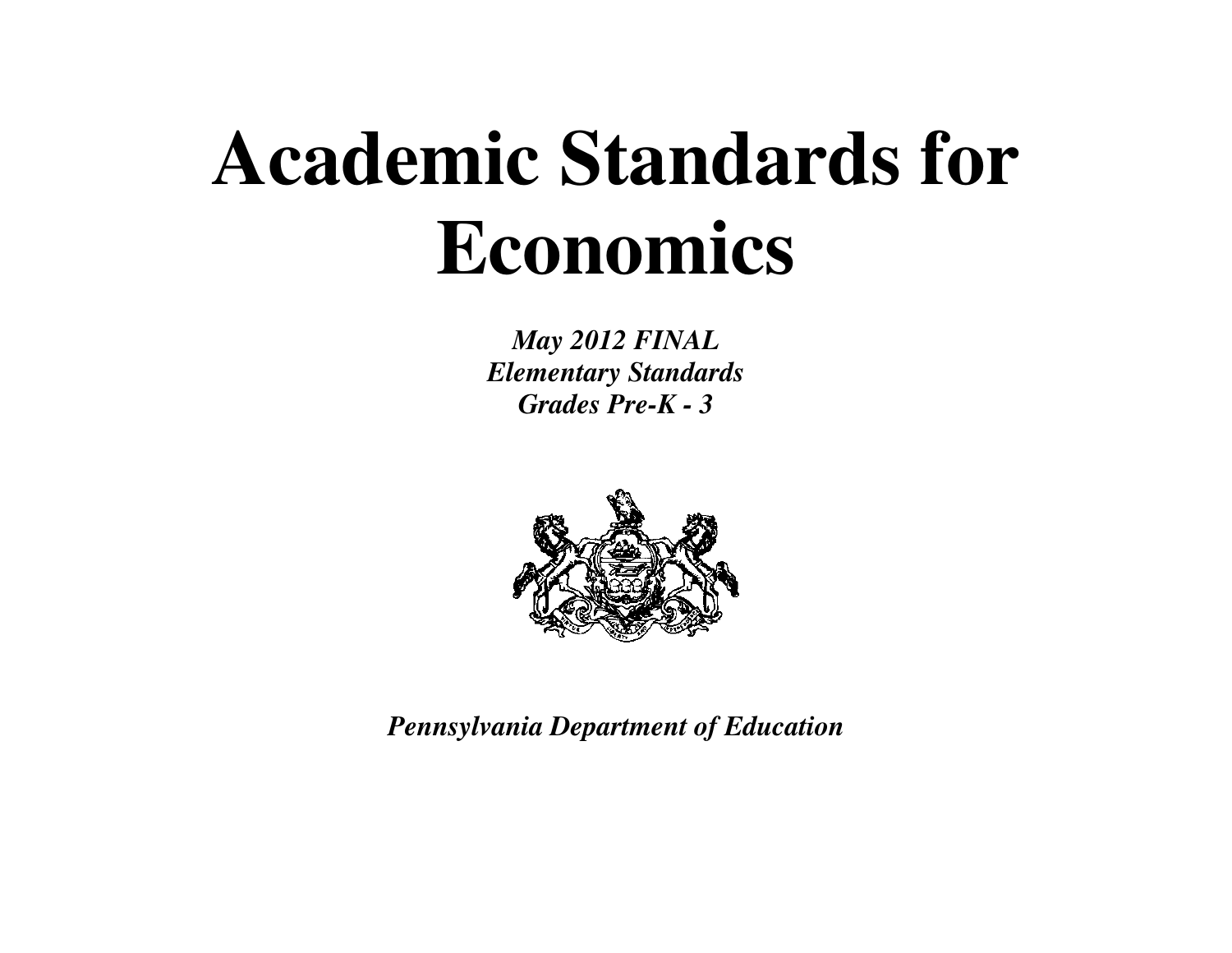# Academic Standards for Economics

***May 2012 FINAL***
***Elementary Standards***
***Grades Pre-K - 3***

***Pennsylvania Department of Education***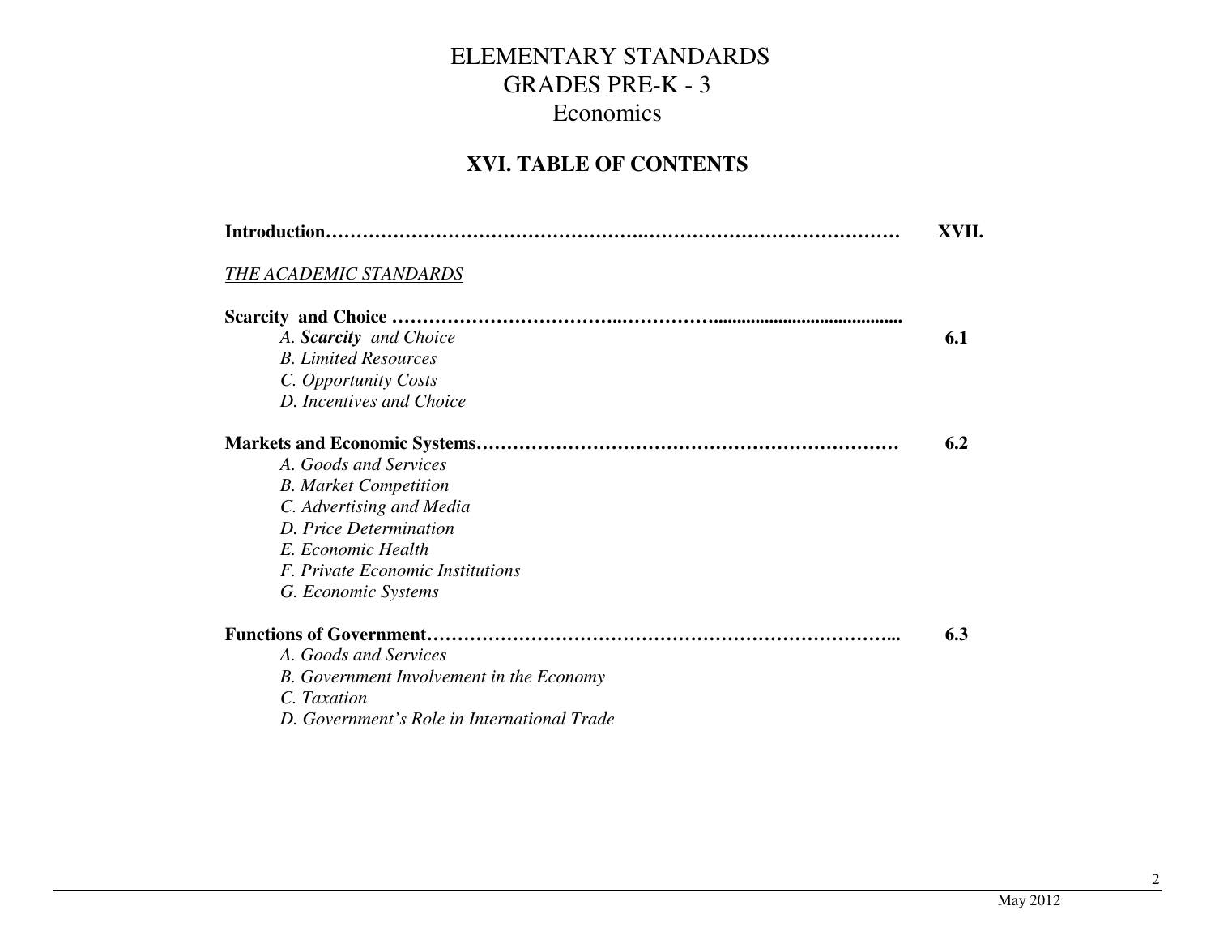# ELEMENTARY STANDARDS
# GRADES PRE-K - 3
# Economics

## XVI. TABLE OF CONTENTS

| | |
|---|---|
| **Introduction……………………………………………………………………………** | **XVII.** |
| *THE ACADEMIC STANDARDS* | |
| **Scarcity and Choice ………………………………………………………………………** | |
| *A. **Scarcity** and Choice* | **6.1** |
| *B. Limited Resources* | |
| *C. Opportunity Costs* | |
| *D. Incentives and Choice* | |
| **Markets and Economic Systems…………………………………………………………** | **6.2** |
| *A. Goods and Services* | |
| *B. Market Competition* | |
| *C. Advertising and Media* | |
| *D. Price Determination* | |
| *E. Economic Health* | |
| *F. Private Economic Institutions* | |
| *G. Economic Systems* | |
| **Functions of Government………………………………………………………………...** | **6.3** |
| *A. Goods and Services* | |
| *B. Government Involvement in the Economy* | |
| *C. Taxation* | |
| *D. Government's Role in International Trade* | |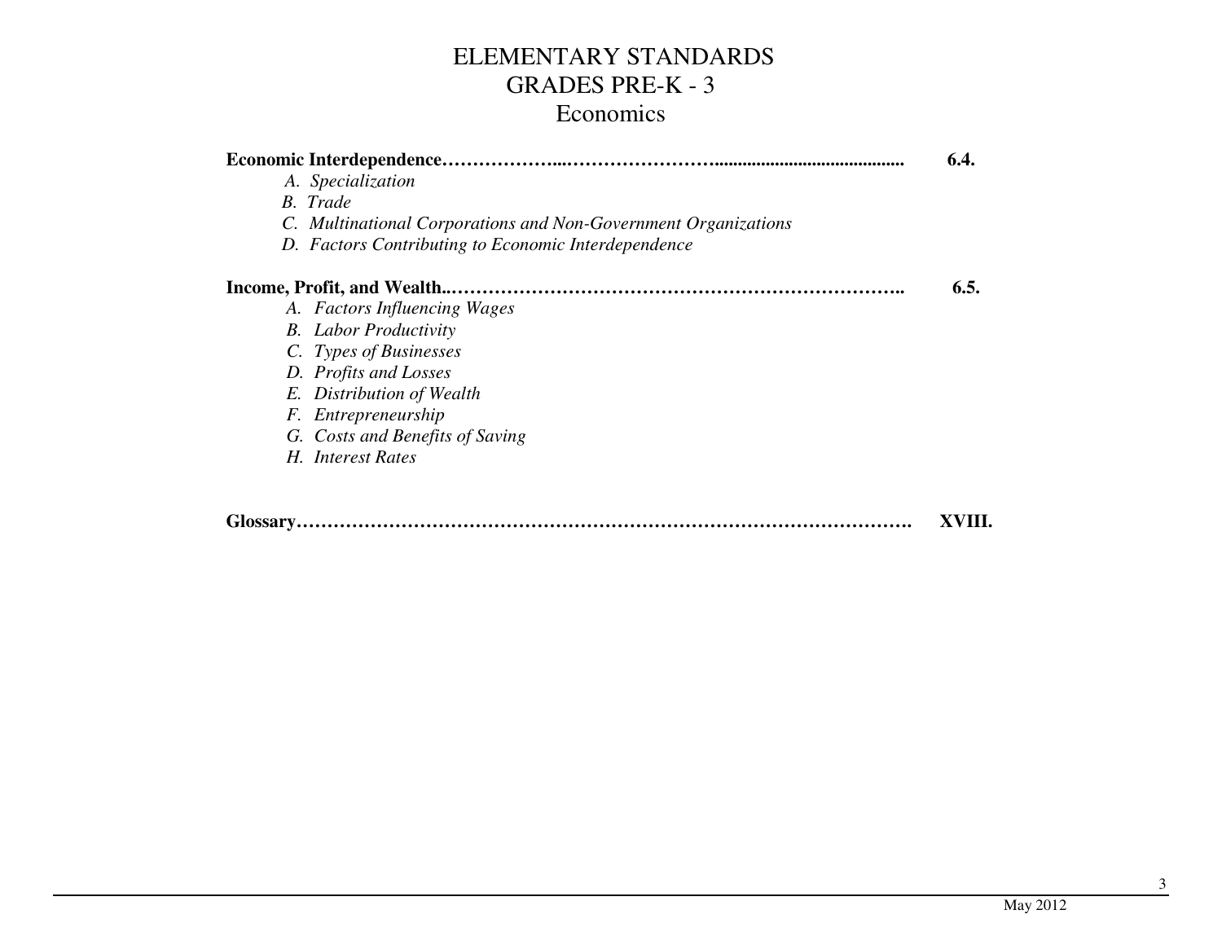# ELEMENTARY STANDARDS
## GRADES PRE-K - 3
## Economics

**Economic Interdependence……………………………………………………………………… 6.4.**

*A. Specialization*
*B. Trade*
*C. Multinational Corporations and Non-Government Organizations*
*D. Factors Contributing to Economic Interdependence*

**Income, Profit, and Wealth……………………………………………………………………… 6.5.**

*A. Factors Influencing Wages*
*B. Labor Productivity*
*C. Types of Businesses*
*D. Profits and Losses*
*E. Distribution of Wealth*
*F. Entrepreneurship*
*G. Costs and Benefits of Saving*
*H. Interest Rates*

**Glossary……………………………………………………………………………………… XVIII.**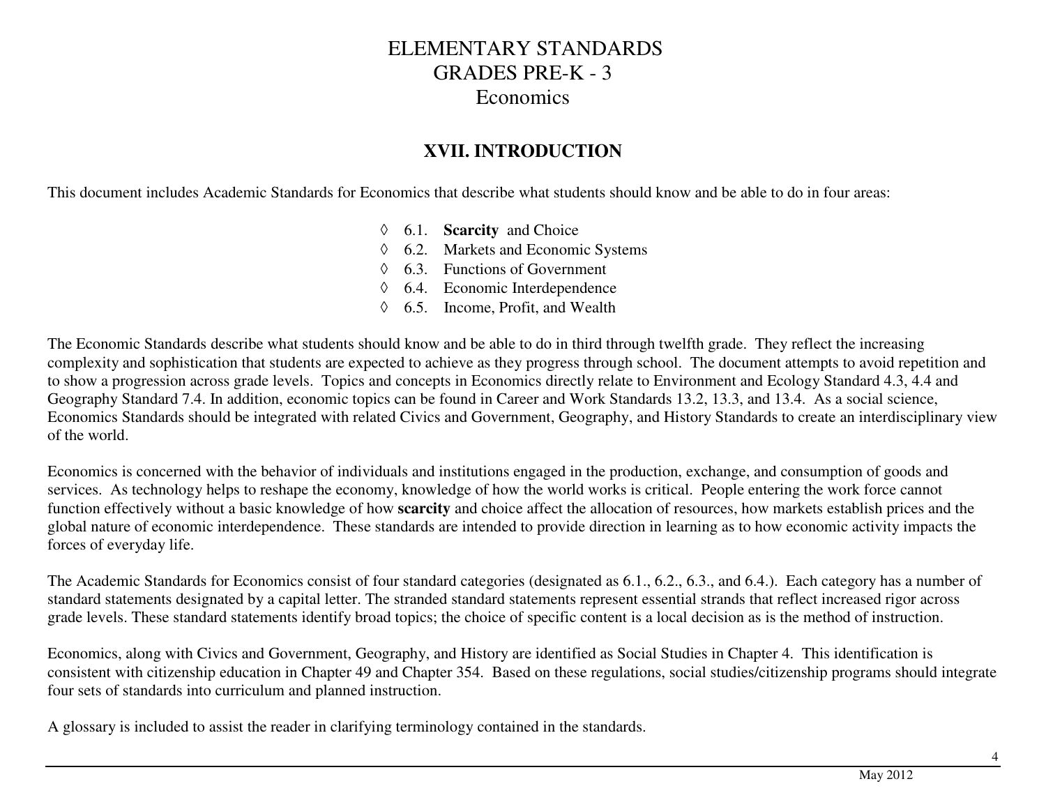# ELEMENTARY STANDARDS
# GRADES PRE-K - 3
# Economics

## XVII. INTRODUCTION

This document includes Academic Standards for Economics that describe what students should know and be able to do in four areas:

- ◊ 6.1. **Scarcity** and Choice
- ◊ 6.2. Markets and Economic Systems
- ◊ 6.3. Functions of Government
- ◊ 6.4. Economic Interdependence
- ◊ 6.5. Income, Profit, and Wealth

The Economic Standards describe what students should know and be able to do in third through twelfth grade. They reflect the increasing complexity and sophistication that students are expected to achieve as they progress through school. The document attempts to avoid repetition and to show a progression across grade levels. Topics and concepts in Economics directly relate to Environment and Ecology Standard 4.3, 4.4 and Geography Standard 7.4. In addition, economic topics can be found in Career and Work Standards 13.2, 13.3, and 13.4. As a social science, Economics Standards should be integrated with related Civics and Government, Geography, and History Standards to create an interdisciplinary view of the world.

Economics is concerned with the behavior of individuals and institutions engaged in the production, exchange, and consumption of goods and services. As technology helps to reshape the economy, knowledge of how the world works is critical. People entering the work force cannot function effectively without a basic knowledge of how **scarcity** and choice affect the allocation of resources, how markets establish prices and the global nature of economic interdependence. These standards are intended to provide direction in learning as to how economic activity impacts the forces of everyday life.

The Academic Standards for Economics consist of four standard categories (designated as 6.1., 6.2., 6.3., and 6.4.). Each category has a number of standard statements designated by a capital letter. The stranded standard statements represent essential strands that reflect increased rigor across grade levels. These standard statements identify broad topics; the choice of specific content is a local decision as is the method of instruction.

Economics, along with Civics and Government, Geography, and History are identified as Social Studies in Chapter 4. This identification is consistent with citizenship education in Chapter 49 and Chapter 354. Based on these regulations, social studies/citizenship programs should integrate four sets of standards into curriculum and planned instruction.

A glossary is included to assist the reader in clarifying terminology contained in the standards.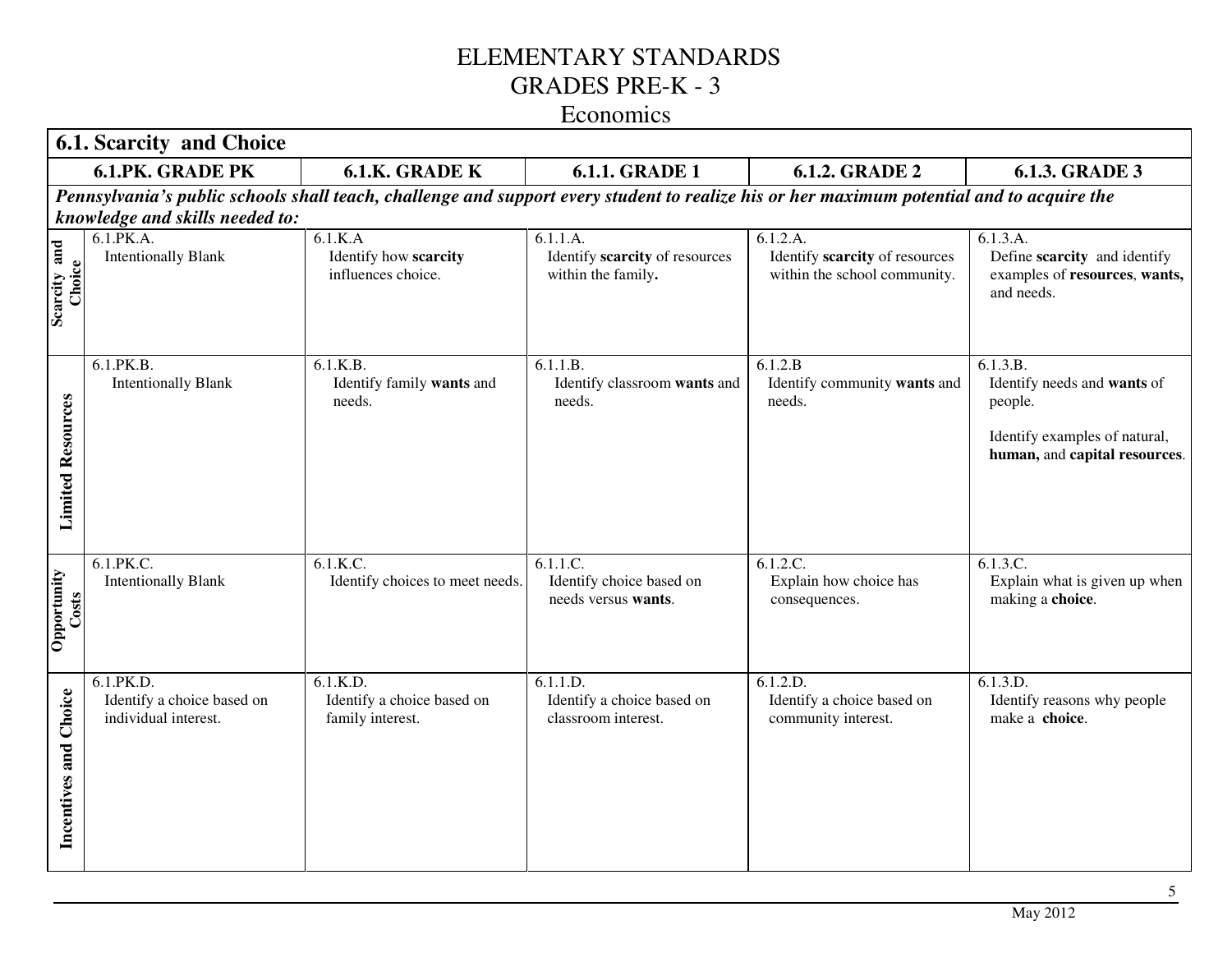# ELEMENTARY STANDARDS
# GRADES PRE-K - 3
## Economics

| 6.1. Scarcity and Choice | | | | | |
|---|---|---|---|---|---|
| | **6.1.PK. GRADE PK** | **6.1.K. GRADE K** | **6.1.1. GRADE 1** | **6.1.2. GRADE 2** | **6.1.3. GRADE 3** |
| ***Pennsylvania's public schools shall teach, challenge and support every student to realize his or her maximum potential and to acquire the knowledge and skills needed to:*** | | | | | |
| **Scarcity and Choice** | 6.1.PK.A. Intentionally Blank | 6.1.K.A Identify how **scarcity** influences choice. | 6.1.1.A. Identify **scarcity** of resources within the family**.** | 6.1.2.A. Identify **scarcity** of resources within the school community. | 6.1.3.A. Define **scarcity** and identify examples of **resources**, **wants,** and needs. |
| **Limited Resources** | 6.1.PK.B. Intentionally Blank | 6.1.K.B. Identify family **wants** and needs. | 6.1.1.B. Identify classroom **wants** and needs. | 6.1.2.B Identify community **wants** and needs. | 6.1.3.B. Identify needs and **wants** of people.<br><br>Identify examples of natural, **human,** and **capital resources**. |
| **Opportunity Costs** | 6.1.PK.C. Intentionally Blank | 6.1.K.C. Identify choices to meet needs. | 6.1.1.C. Identify choice based on needs versus **wants**. | 6.1.2.C. Explain how choice has consequences. | 6.1.3.C. Explain what is given up when making a **choice**. |
| **Incentives and Choice** | 6.1.PK.D. Identify a choice based on individual interest. | 6.1.K.D. Identify a choice based on family interest. | 6.1.1.D. Identify a choice based on classroom interest. | 6.1.2.D. Identify a choice based on community interest. | 6.1.3.D. Identify reasons why people make a **choice**. |

May 2012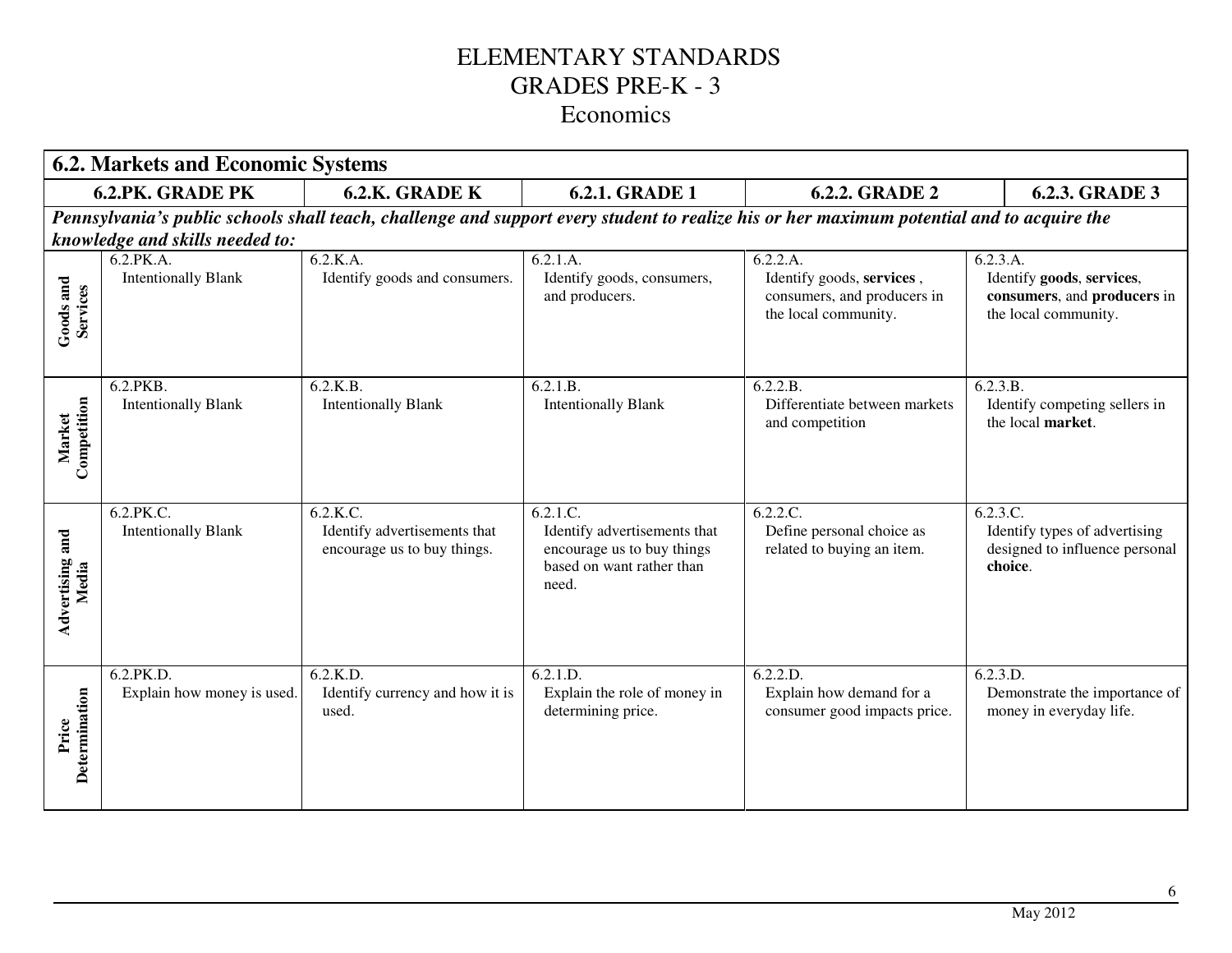# ELEMENTARY STANDARDS
# GRADES PRE-K - 3
# Economics

| **6.2. Markets and Economic Systems** | | | | | |
|---|---|---|---|---|---|
| | **6.2.PK. GRADE PK** | **6.2.K. GRADE K** | **6.2.1. GRADE 1** | **6.2.2. GRADE 2** | **6.2.3. GRADE 3** |
| ***Pennsylvania's public schools shall teach, challenge and support every student to realize his or her maximum potential and to acquire the knowledge and skills needed to:*** | | | | | |
| **Goods and Services** | 6.2.PK.A. Intentionally Blank | 6.2.K.A. Identify goods and consumers. | 6.2.1.A. Identify goods, consumers, and producers. | 6.2.2.A. Identify goods, **services** , consumers, and producers in the local community. | 6.2.3.A. Identify **goods**, **services**, **consumers**, and **producers** in the local community. |
| **Market Competition** | 6.2.PKB. Intentionally Blank | 6.2.K.B. Intentionally Blank | 6.2.1.B. Intentionally Blank | 6.2.2.B. Differentiate between markets and competition | 6.2.3.B. Identify competing sellers in the local **market**. |
| **Advertising and Media** | 6.2.PK.C. Intentionally Blank | 6.2.K.C. Identify advertisements that encourage us to buy things. | 6.2.1.C. Identify advertisements that encourage us to buy things based on want rather than need. | 6.2.2.C. Define personal choice as related to buying an item. | 6.2.3.C. Identify types of advertising designed to influence personal **choice**. |
| **Price Determination** | 6.2.PK.D. Explain how money is used. | 6.2.K.D. Identify currency and how it is used. | 6.2.1.D. Explain the role of money in determining price. | 6.2.2.D. Explain how demand for a consumer good impacts price. | 6.2.3.D. Demonstrate the importance of money in everyday life. |

May 2012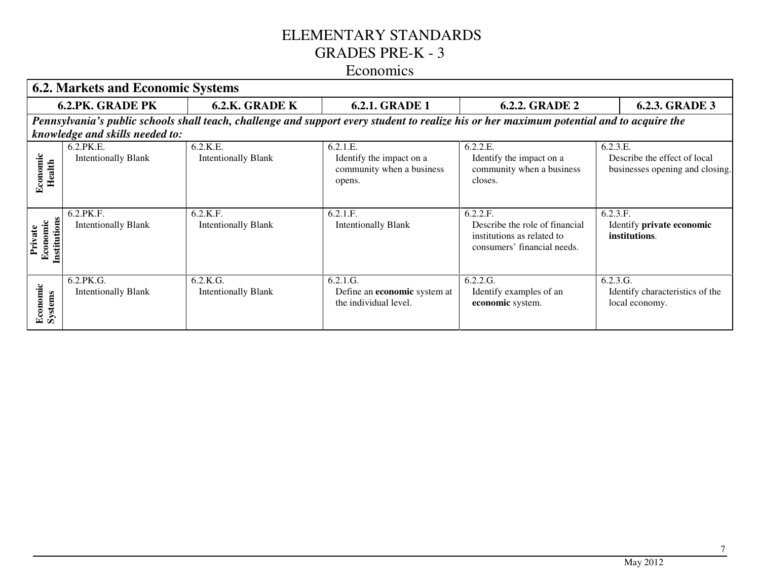# ELEMENTARY STANDARDS
# GRADES PRE-K - 3
## Economics

| **6.2. Markets and Economic Systems** | | | | | |
|---|---|---|---|---|---|
| | **6.2.PK. GRADE PK** | **6.2.K. GRADE K** | **6.2.1. GRADE 1** | **6.2.2. GRADE 2** | **6.2.3. GRADE 3** |
| ***Pennsylvania's public schools shall teach, challenge and support every student to realize his or her maximum potential and to acquire the knowledge and skills needed to:*** | | | | | |
| **Economic Health** | 6.2.PK.E. Intentionally Blank | 6.2.K.E. Intentionally Blank | 6.2.1.E. Identify the impact on a community when a business opens. | 6.2.2.E. Identify the impact on a community when a business closes. | 6.2.3.E. Describe the effect of local businesses opening and closing. |
| **Private Economic Institutions** | 6.2.PK.F. Intentionally Blank | 6.2.K.F. Intentionally Blank | 6.2.1.F. Intentionally Blank | 6.2.2.F. Describe the role of financial institutions as related to consumers' financial needs. | 6.2.3.F. Identify **private economic institutions**. |
| **Economic Systems** | 6.2.PK.G. Intentionally Blank | 6.2.K.G. Intentionally Blank | 6.2.1.G. Define an **economic** system at the individual level. | 6.2.2.G. Identify examples of an **economic** system. | 6.2.3.G. Identify characteristics of the local economy. |

May 2012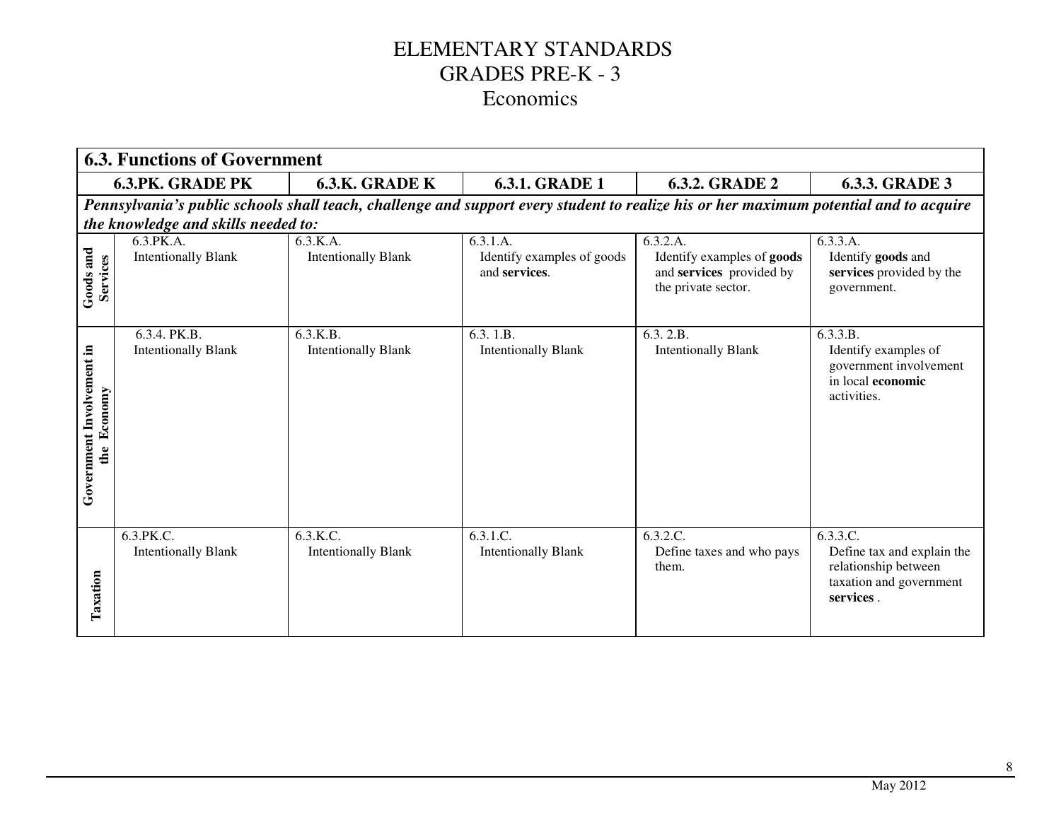# ELEMENTARY STANDARDS
# GRADES PRE-K - 3
## Economics

| 6.3. Functions of Government | | | | | |
|---|---|---|---|---|---|
| | **6.3.PK. GRADE PK** | **6.3.K. GRADE K** | **6.3.1. GRADE 1** | **6.3.2. GRADE 2** | **6.3.3. GRADE 3** |
| ***Pennsylvania's public schools shall teach, challenge and support every student to realize his or her maximum potential and to acquire the knowledge and skills needed to:*** | | | | | |
| **Goods and Services** | 6.3.PK.A. Intentionally Blank | 6.3.K.A. Intentionally Blank | 6.3.1.A. Identify examples of goods and **services**. | 6.3.2.A. Identify examples of **goods** and **services** provided by the private sector. | 6.3.3.A. Identify **goods** and **services** provided by the government. |
| **Government Involvement in the Economy** | 6.3.4. PK.B. Intentionally Blank | 6.3.K.B. Intentionally Blank | 6.3. 1.B. Intentionally Blank | 6.3. 2.B. Intentionally Blank | 6.3.3.B. Identify examples of government involvement in local **economic** activities. |
| **Taxation** | 6.3.PK.C. Intentionally Blank | 6.3.K.C. Intentionally Blank | 6.3.1.C. Intentionally Blank | 6.3.2.C. Define taxes and who pays them. | 6.3.3.C. Define tax and explain the relationship between taxation and government **services** . |

May 2012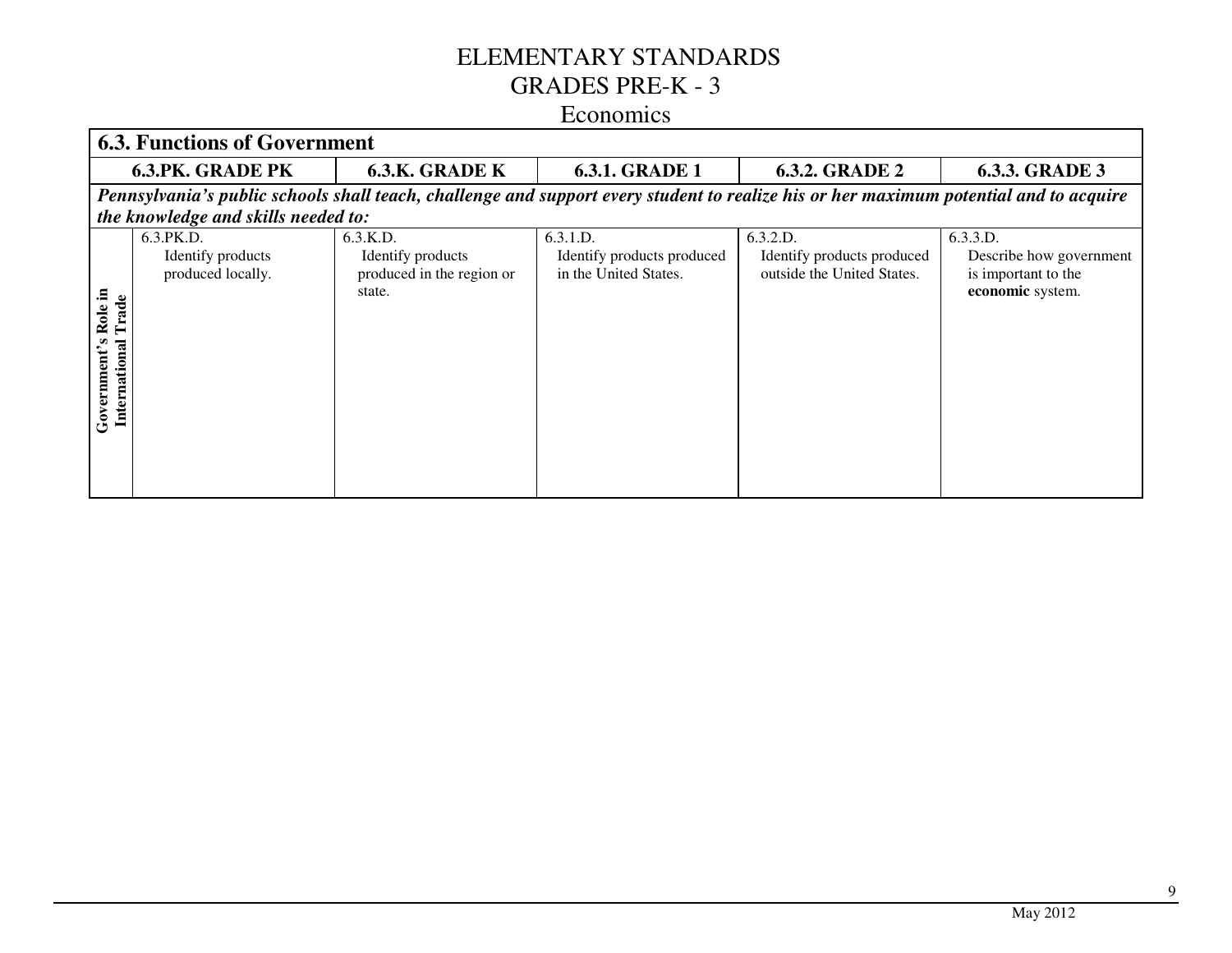# ELEMENTARY STANDARDS
# GRADES PRE-K - 3
## Economics

| **6.3. Functions of Government** | | | | | |
|---|---|---|---|---|---|
| | **6.3.PK. GRADE PK** | **6.3.K. GRADE K** | **6.3.1. GRADE 1** | **6.3.2. GRADE 2** | **6.3.3. GRADE 3** |
| ***Pennsylvania's public schools shall teach, challenge and support every student to realize his or her maximum potential and to acquire the knowledge and skills needed to:*** | | | | | |
| **Government's Role in International Trade** | 6.3.PK.D. Identify products produced locally. | 6.3.K.D. Identify products produced in the region or state. | 6.3.1.D. Identify products produced in the United States. | 6.3.2.D. Identify products produced outside the United States. | 6.3.3.D. Describe how government is important to the **economic** system. |

May 2012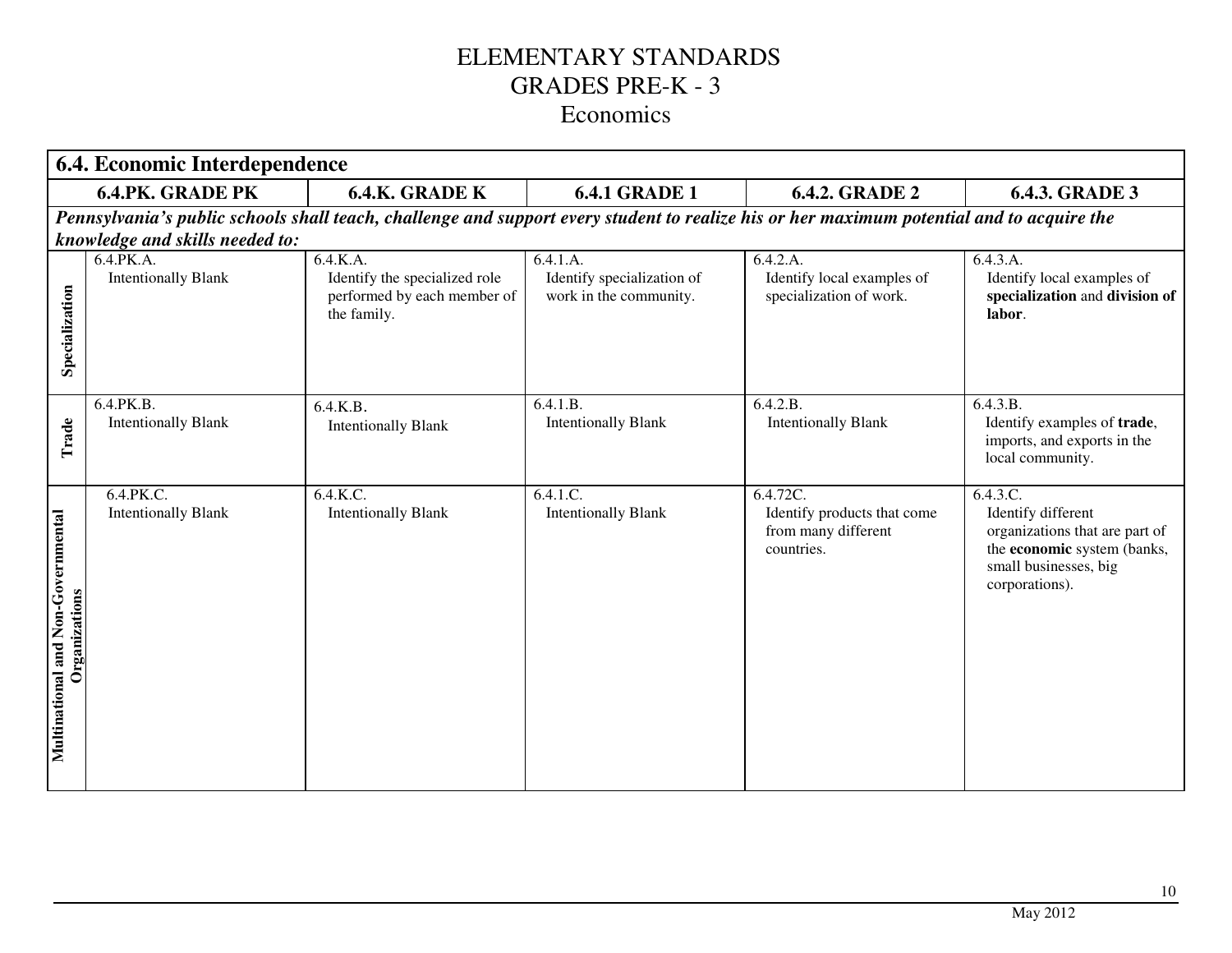# ELEMENTARY STANDARDS
# GRADES PRE-K - 3
## Economics

| 6.4. Economic Interdependence | | | | | |
|---|---|---|---|---|---|
| | **6.4.PK. GRADE PK** | **6.4.K. GRADE K** | **6.4.1 GRADE 1** | **6.4.2. GRADE 2** | **6.4.3. GRADE 3** |
| ***Pennsylvania's public schools shall teach, challenge and support every student to realize his or her maximum potential and to acquire the knowledge and skills needed to:*** | | | | | |
| **Specialization** | 6.4.PK.A. Intentionally Blank | 6.4.K.A. Identify the specialized role performed by each member of the family. | 6.4.1.A. Identify specialization of work in the community. | 6.4.2.A. Identify local examples of specialization of work. | 6.4.3.A. Identify local examples of **specialization** and **division of labor**. |
| **Trade** | 6.4.PK.B. Intentionally Blank | 6.4.K.B. Intentionally Blank | 6.4.1.B. Intentionally Blank | 6.4.2.B. Intentionally Blank | 6.4.3.B. Identify examples of **trade**, imports, and exports in the local community. |
| **Multinational and Non-Governmental Organizations** | 6.4.PK.C. Intentionally Blank | 6.4.K.C. Intentionally Blank | 6.4.1.C. Intentionally Blank | 6.4.72C. Identify products that come from many different countries. | 6.4.3.C. Identify different organizations that are part of the **economic** system (banks, small businesses, big corporations). |

May 2012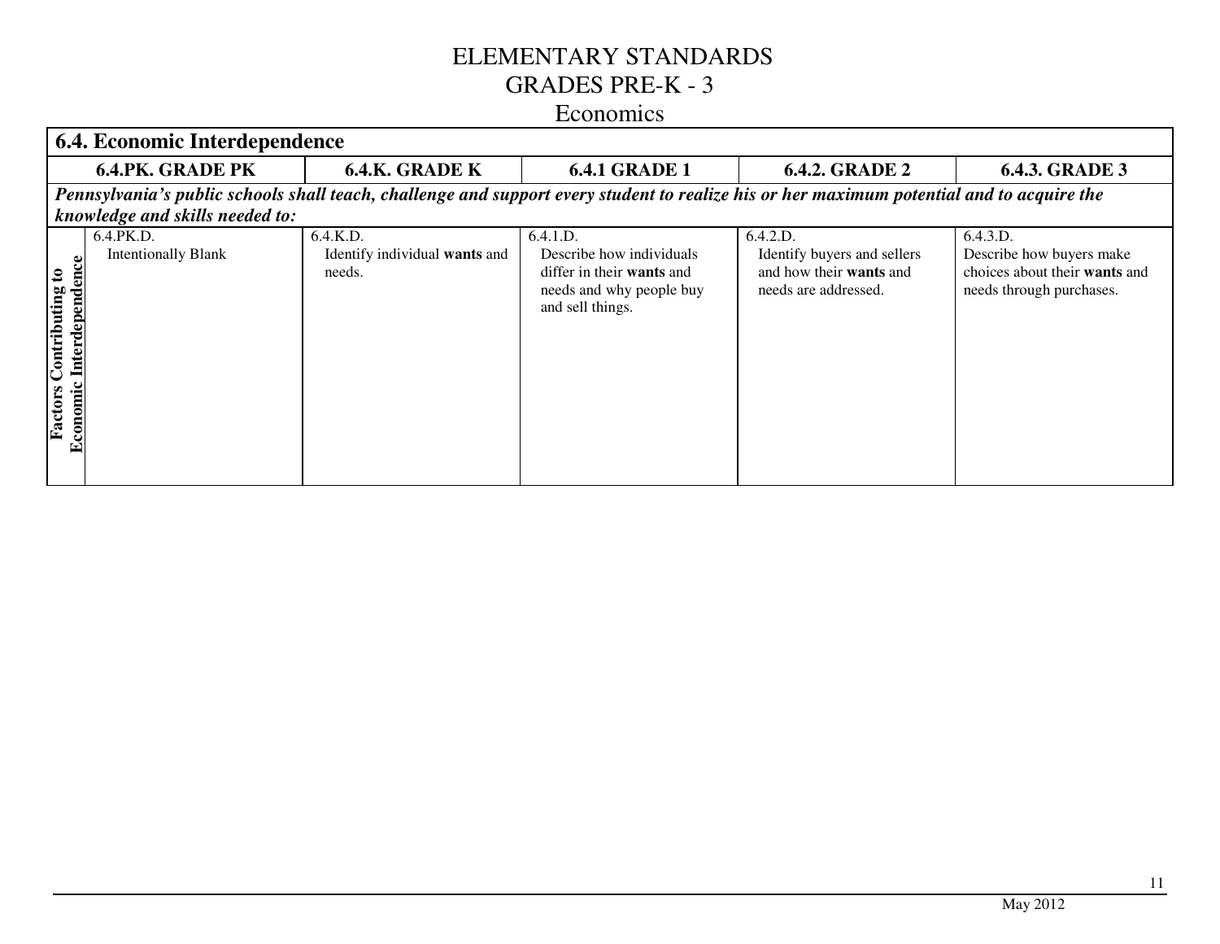# ELEMENTARY STANDARDS
## GRADES PRE-K - 3
### Economics

| **6.4. Economic Interdependence** | | | | | |
|---|---|---|---|---|---|
| | **6.4.PK. GRADE PK** | **6.4.K. GRADE K** | **6.4.1 GRADE 1** | **6.4.2. GRADE 2** | **6.4.3. GRADE 3** |
| ***Pennsylvania's public schools shall teach, challenge and support every student to realize his or her maximum potential and to acquire the knowledge and skills needed to:*** | | | | | |
| **Factors Contributing to Economic Interdependence** | 6.4.PK.D. Intentionally Blank | 6.4.K.D. Identify individual **wants** and needs. | 6.4.1.D. Describe how individuals differ in their **wants** and needs and why people buy and sell things. | 6.4.2.D. Identify buyers and sellers and how their **wants** and needs are addressed. | 6.4.3.D. Describe how buyers make choices about their **wants** and needs through purchases. |

May 2012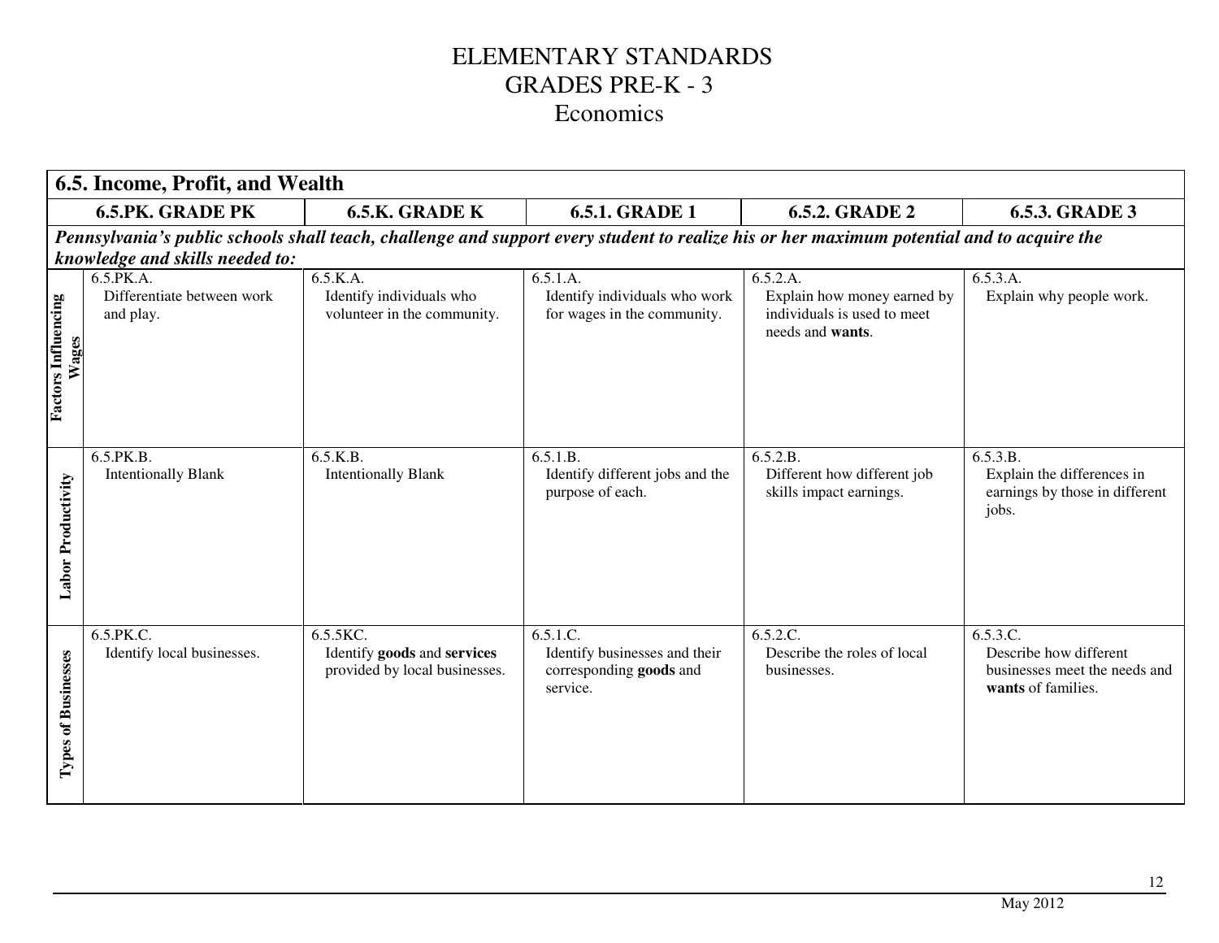# ELEMENTARY STANDARDS
# GRADES PRE-K - 3
# Economics

| **6.5. Income, Profit, and Wealth** | | | | | |
|---|---|---|---|---|---|
| | **6.5.PK. GRADE PK** | **6.5.K. GRADE K** | **6.5.1. GRADE 1** | **6.5.2. GRADE 2** | **6.5.3. GRADE 3** |
| ***Pennsylvania's public schools shall teach, challenge and support every student to realize his or her maximum potential and to acquire the knowledge and skills needed to:*** | | | | | |
| **Factors Influencing Wages** | 6.5.PK.A. Differentiate between work and play. | 6.5.K.A. Identify individuals who volunteer in the community. | 6.5.1.A. Identify individuals who work for wages in the community. | 6.5.2.A. Explain how money earned by individuals is used to meet needs and **wants**. | 6.5.3.A. Explain why people work. |
| **Labor Productivity** | 6.5.PK.B. Intentionally Blank | 6.5.K.B. Intentionally Blank | 6.5.1.B. Identify different jobs and the purpose of each. | 6.5.2.B. Different how different job skills impact earnings. | 6.5.3.B. Explain the differences in earnings by those in different jobs. |
| **Types of Businesses** | 6.5.PK.C. Identify local businesses. | 6.5.5KC. Identify **goods** and **services** provided by local businesses. | 6.5.1.C. Identify businesses and their corresponding **goods** and service. | 6.5.2.C. Describe the roles of local businesses. | 6.5.3.C. Describe how different businesses meet the needs and **wants** of families. |

May 2012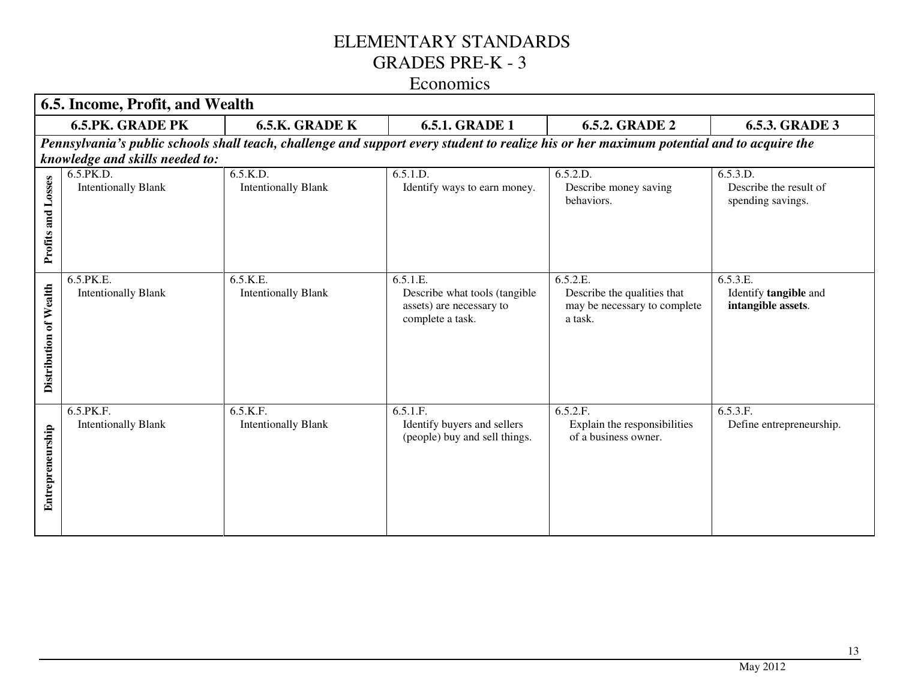# ELEMENTARY STANDARDS
# GRADES PRE-K - 3
## Economics

| **6.5. Income, Profit, and Wealth** | | | | | |
|---|---|---|---|---|---|
| | **6.5.PK. GRADE PK** | **6.5.K. GRADE K** | **6.5.1. GRADE 1** | **6.5.2. GRADE 2** | **6.5.3. GRADE 3** |
| ***Pennsylvania's public schools shall teach, challenge and support every student to realize his or her maximum potential and to acquire the knowledge and skills needed to:*** | | | | | |
| **Profits and Losses** | 6.5.PK.D. Intentionally Blank | 6.5.K.D. Intentionally Blank | 6.5.1.D. Identify ways to earn money. | 6.5.2.D. Describe money saving behaviors. | 6.5.3.D. Describe the result of spending savings. |
| **Distribution of Wealth** | 6.5.PK.E. Intentionally Blank | 6.5.K.E. Intentionally Blank | 6.5.1.E. Describe what tools (tangible assets) are necessary to complete a task. | 6.5.2.E. Describe the qualities that may be necessary to complete a task. | 6.5.3.E. Identify **tangible** and **intangible assets**. |
| **Entrepreneurship** | 6.5.PK.F. Intentionally Blank | 6.5.K.F. Intentionally Blank | 6.5.1.F. Identify buyers and sellers (people) buy and sell things. | 6.5.2.F. Explain the responsibilities of a business owner. | 6.5.3.F. Define entrepreneurship. |

May 2012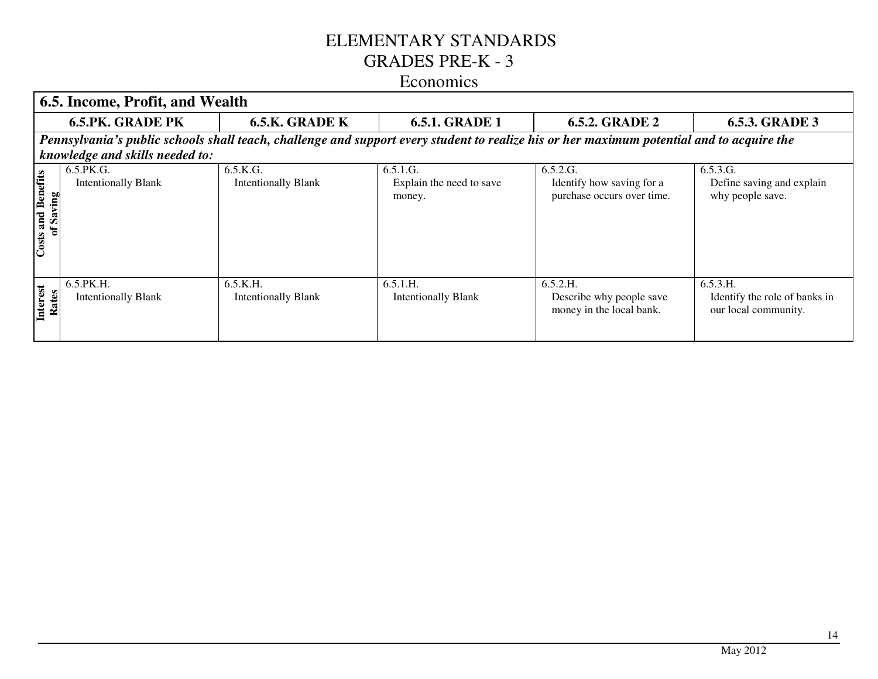# ELEMENTARY STANDARDS
# GRADES PRE-K - 3
## Economics

| 6.5. Income, Profit, and Wealth | | | | | |
|---|---|---|---|---|---|
| | **6.5.PK. GRADE PK** | **6.5.K. GRADE K** | **6.5.1. GRADE 1** | **6.5.2. GRADE 2** | **6.5.3. GRADE 3** |
| | ***Pennsylvania's public schools shall teach, challenge and support every student to realize his or her maximum potential and to acquire the knowledge and skills needed to:*** | | | | |
| **Costs and Benefits of Saving** | 6.5.PK.G. Intentionally Blank | 6.5.K.G. Intentionally Blank | 6.5.1.G. Explain the need to save money. | 6.5.2.G. Identify how saving for a purchase occurs over time. | 6.5.3.G. Define saving and explain why people save. |
| **Interest Rates** | 6.5.PK.H. Intentionally Blank | 6.5.K.H. Intentionally Blank | 6.5.1.H. Intentionally Blank | 6.5.2.H. Describe why people save money in the local bank. | 6.5.3.H. Identify the role of banks in our local community. |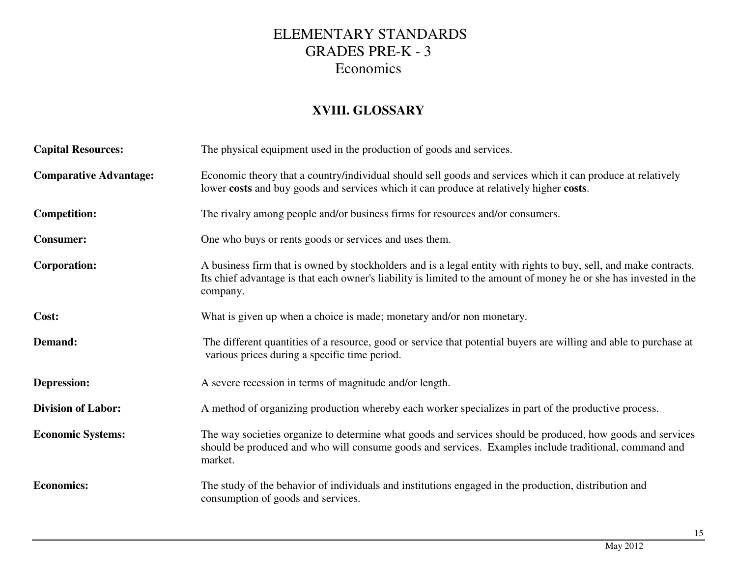# ELEMENTARY STANDARDS
# GRADES PRE-K - 3
# Economics

## XVIII. GLOSSARY

**Capital Resources:** The physical equipment used in the production of goods and services.

**Comparative Advantage:** Economic theory that a country/individual should sell goods and services which it can produce at relatively lower **costs** and buy goods and services which it can produce at relatively higher **costs**.

**Competition:** The rivalry among people and/or business firms for resources and/or consumers.

**Consumer:** One who buys or rents goods or services and uses them.

**Corporation:** A business firm that is owned by stockholders and is a legal entity with rights to buy, sell, and make contracts. Its chief advantage is that each owner's liability is limited to the amount of money he or she has invested in the company.

**Cost:** What is given up when a choice is made; monetary and/or non monetary.

**Demand:** The different quantities of a resource, good or service that potential buyers are willing and able to purchase at various prices during a specific time period.

**Depression:** A severe recession in terms of magnitude and/or length.

**Division of Labor:** A method of organizing production whereby each worker specializes in part of the productive process.

**Economic Systems:** The way societies organize to determine what goods and services should be produced, how goods and services should be produced and who will consume goods and services. Examples include traditional, command and market.

**Economics:** The study of the behavior of individuals and institutions engaged in the production, distribution and consumption of goods and services.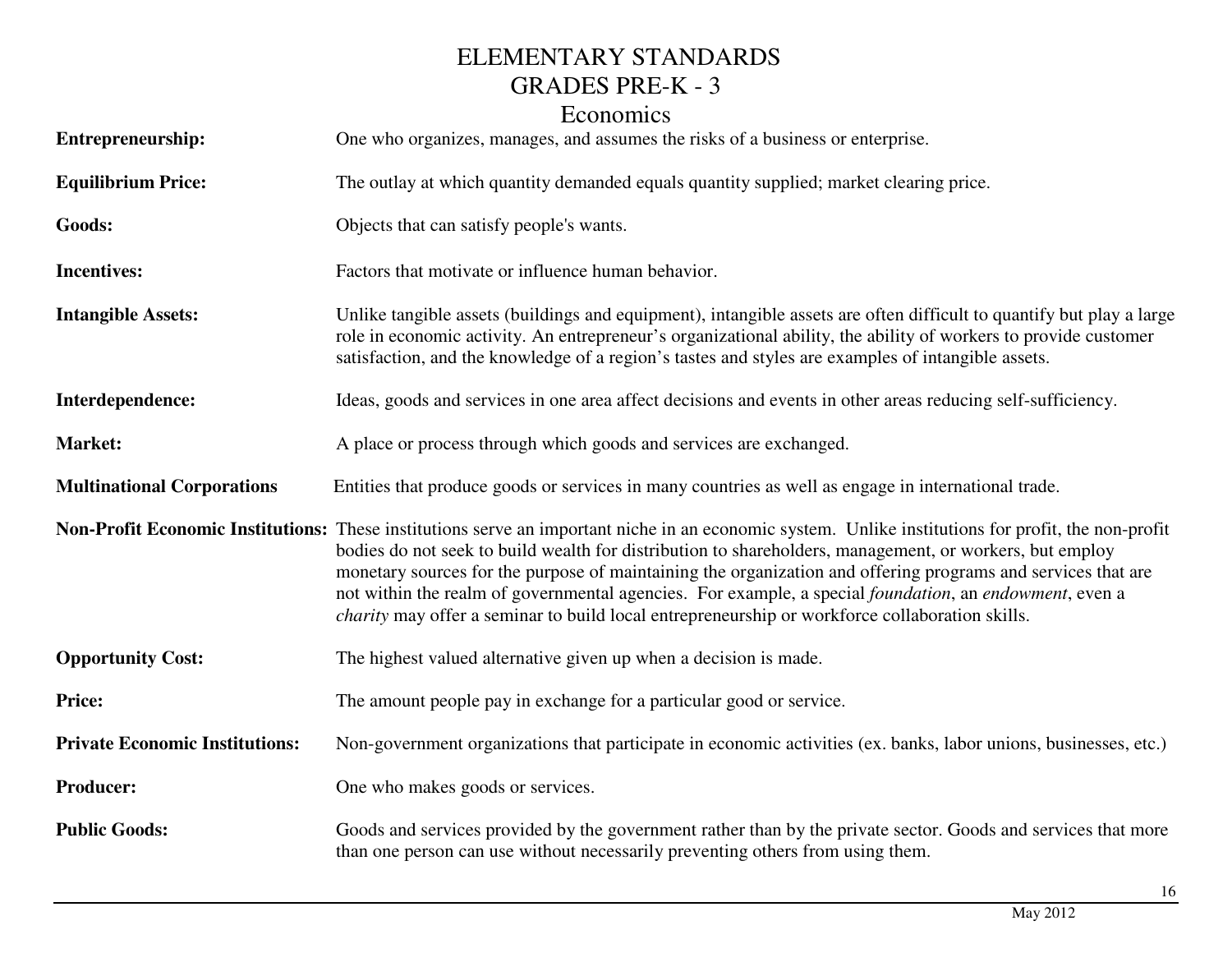# ELEMENTARY STANDARDS
## GRADES PRE-K - 3
### Economics

**Entrepreneurship:** One who organizes, manages, and assumes the risks of a business or enterprise.

**Equilibrium Price:** The outlay at which quantity demanded equals quantity supplied; market clearing price.

**Goods:** Objects that can satisfy people's wants.

**Incentives:** Factors that motivate or influence human behavior.

**Intangible Assets:** Unlike tangible assets (buildings and equipment), intangible assets are often difficult to quantify but play a large role in economic activity. An entrepreneur's organizational ability, the ability of workers to provide customer satisfaction, and the knowledge of a region's tastes and styles are examples of intangible assets.

**Interdependence:** Ideas, goods and services in one area affect decisions and events in other areas reducing self-sufficiency.

**Market:** A place or process through which goods and services are exchanged.

**Multinational Corporations** Entities that produce goods or services in many countries as well as engage in international trade.

**Non-Profit Economic Institutions:** These institutions serve an important niche in an economic system. Unlike institutions for profit, the non-profit bodies do not seek to build wealth for distribution to shareholders, management, or workers, but employ monetary sources for the purpose of maintaining the organization and offering programs and services that are not within the realm of governmental agencies. For example, a special *foundation*, an *endowment*, even a *charity* may offer a seminar to build local entrepreneurship or workforce collaboration skills.

**Opportunity Cost:** The highest valued alternative given up when a decision is made.

**Price:** The amount people pay in exchange for a particular good or service.

**Private Economic Institutions:** Non-government organizations that participate in economic activities (ex. banks, labor unions, businesses, etc.)

**Producer:** One who makes goods or services.

**Public Goods:** Goods and services provided by the government rather than by the private sector. Goods and services that more than one person can use without necessarily preventing others from using them.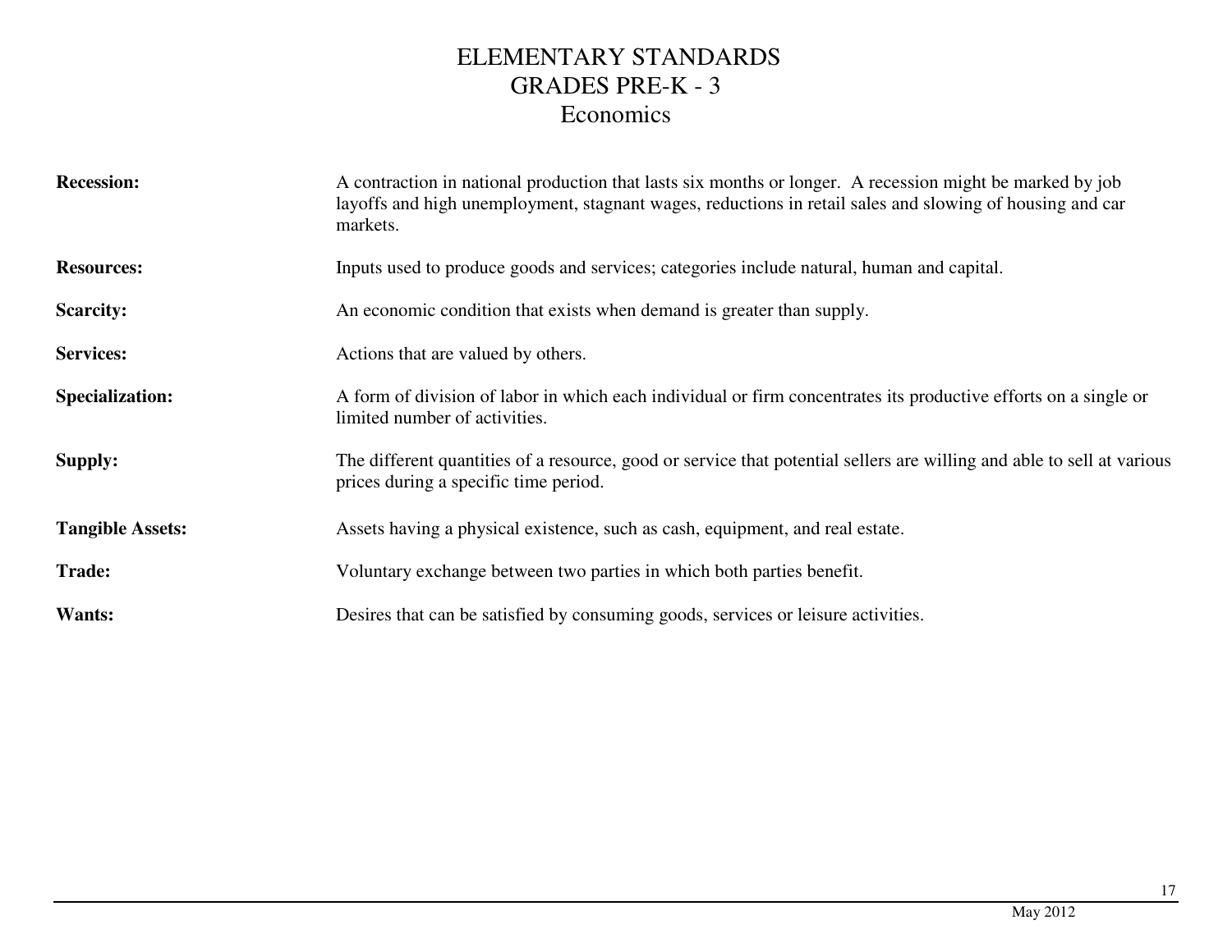# ELEMENTARY STANDARDS
## GRADES PRE-K - 3
### Economics

**Recession:** A contraction in national production that lasts six months or longer. A recession might be marked by job layoffs and high unemployment, stagnant wages, reductions in retail sales and slowing of housing and car markets.

**Resources:** Inputs used to produce goods and services; categories include natural, human and capital.

**Scarcity:** An economic condition that exists when demand is greater than supply.

**Services:** Actions that are valued by others.

**Specialization:** A form of division of labor in which each individual or firm concentrates its productive efforts on a single or limited number of activities.

**Supply:** The different quantities of a resource, good or service that potential sellers are willing and able to sell at various prices during a specific time period.

**Tangible Assets:** Assets having a physical existence, such as cash, equipment, and real estate.

**Trade:** Voluntary exchange between two parties in which both parties benefit.

**Wants:** Desires that can be satisfied by consuming goods, services or leisure activities.